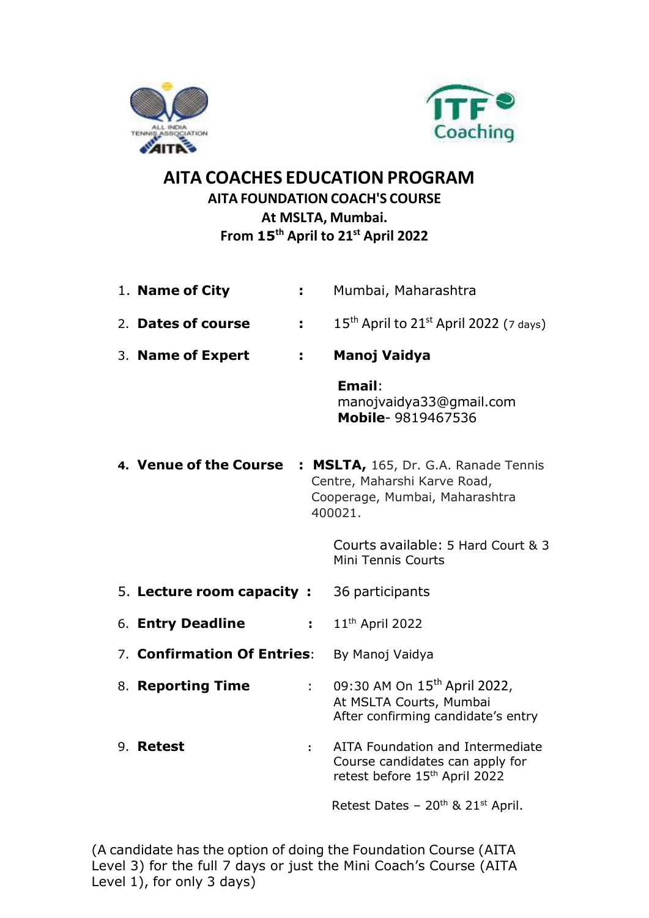# AITA COACHES EDUCATION PROGRAM

## AITA FOUNDATION COACH'S COURSE

### At MSLTA, Mumbai.

### From 15th April to 21st April 2022

1. **Name of City** : Mumbai, Maharashtra
2. **Dates of course** : 15th April to 21st April 2022 (7 days)
3. **Name of Expert** : **Manoj Vaidya**

   **Email**: manojvaidya33@gmail.com
   **Mobile**- 9819467536

4. **Venue of the Course** : **MSLTA,** 165, Dr. G.A. Ranade Tennis Centre, Maharshi Karve Road, Cooperage, Mumbai, Maharashtra 400021.

   Courts available: 5 Hard Court & 3 Mini Tennis Courts

5. **Lecture room capacity** : 36 participants
6. **Entry Deadline** : 11th April 2022
7. **Confirmation Of Entries**: By Manoj Vaidya
8. **Reporting Time** : 09:30 AM On 15th April 2022, At MSLTA Courts, Mumbai After confirming candidate's entry
9. **Retest** : AITA Foundation and Intermediate Course candidates can apply for retest before 15th April 2022

   Retest Dates – 20th & 21st April.

(A candidate has the option of doing the Foundation Course (AITA Level 3) for the full 7 days or just the Mini Coach's Course (AITA Level 1), for only 3 days)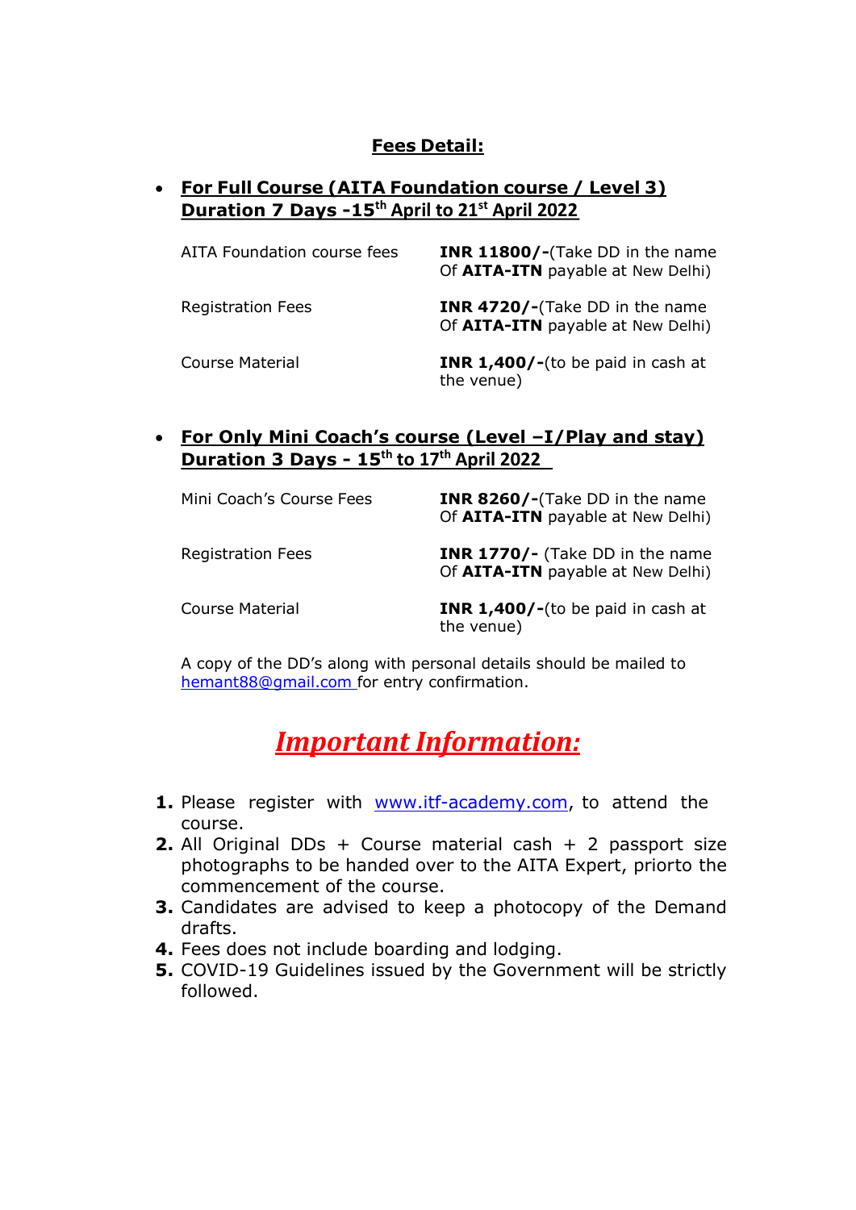## Fees Detail:

- **For Full Course (AITA Foundation course / Level 3)**
  **Duration 7 Days -15th April to 21st April 2022**

| | |
|---|---|
| AITA Foundation course fees | **INR 11800/-**(Take DD in the name Of **AITA-ITN** payable at New Delhi) |
| Registration Fees | **INR 4720/-**(Take DD in the name Of **AITA-ITN** payable at New Delhi) |
| Course Material | **INR 1,400/-**(to be paid in cash at the venue) |

- **For Only Mini Coach's course (Level –I/Play and stay)**
  **Duration 3 Days - 15th to 17th April 2022**

| | |
|---|---|
| Mini Coach's Course Fees | **INR 8260/-**(Take DD in the name Of **AITA-ITN** payable at New Delhi) |
| Registration Fees | **INR 1770/-** (Take DD in the name Of **AITA-ITN** payable at New Delhi) |
| Course Material | **INR 1,400/-**(to be paid in cash at the venue) |

A copy of the DD's along with personal details should be mailed to hemant88@gmail.com for entry confirmation.

## *Important Information:*

1. Please register with www.itf-academy.com, to attend the course.
2. All Original DDs + Course material cash + 2 passport size photographs to be handed over to the AITA Expert, priorto the commencement of the course.
3. Candidates are advised to keep a photocopy of the Demand drafts.
4. Fees does not include boarding and lodging.
5. COVID-19 Guidelines issued by the Government will be strictly followed.